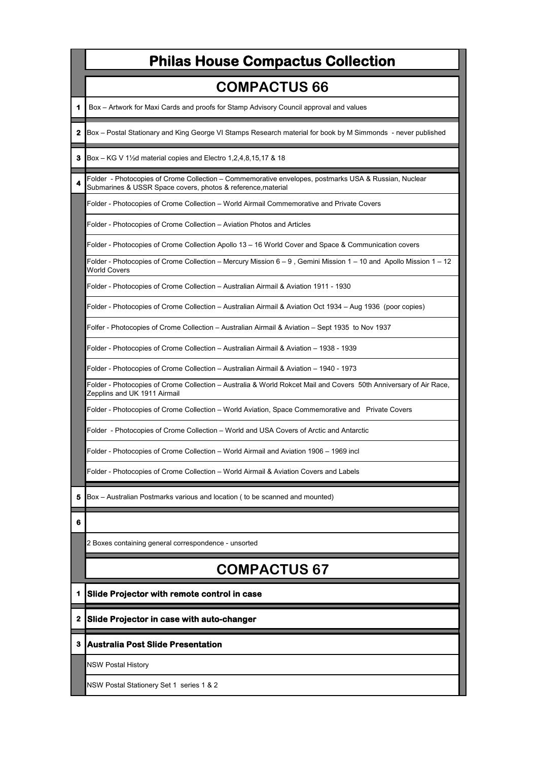# Philas House Compactus Collection

## COMPACTUS 66

| | |
|---|---|
| **1** | Box – Artwork for Maxi Cards and proofs for Stamp Advisory Council approval and values |
| **2** | Box – Postal Stationary and King George VI Stamps Research material for book by M Simmonds - never published |
| **3** | Box – KG V 1½d material copies and Electro 1,2,4,8,15,17 & 18 |
| **4** | Folder - Photocopies of Crome Collection – Commemorative envelopes, postmarks USA & Russian, Nuclear Submarines & USSR Space covers, photos & reference,material |
| | Folder - Photocopies of Crome Collection – World Airmail Commemorative and Private Covers |
| | Folder - Photocopies of Crome Collection – Aviation Photos and Articles |
| | Folder - Photocopies of Crome Collection Apollo 13 – 16 World Cover and Space & Communication covers |
| | Folder - Photocopies of Crome Collection – Mercury Mission 6 – 9 , Gemini Mission 1 – 10 and Apollo Mission 1 – 12 World Covers |
| | Folder - Photocopies of Crome Collection – Australian Airmail & Aviation 1911 - 1930 |
| | Folder - Photocopies of Crome Collection – Australian Airmail & Aviation Oct 1934 – Aug 1936 (poor copies) |
| | Folfer - Photocopies of Crome Collection – Australian Airmail & Aviation – Sept 1935 to Nov 1937 |
| | Folder - Photocopies of Crome Collection – Australian Airmail & Aviation – 1938 - 1939 |
| | Folder - Photocopies of Crome Collection – Australian Airmail & Aviation – 1940 - 1973 |
| | Folder - Photocopies of Crome Collection – Australia & World Rokcet Mail and Covers 50th Anniversary of Air Race, Zepplins and UK 1911 Airmail |
| | Folder - Photocopies of Crome Collection – World Aviation, Space Commemorative and Private Covers |
| | Folder - Photocopies of Crome Collection – World and USA Covers of Arctic and Antarctic |
| | Folder - Photocopies of Crome Collection – World Airmail and Aviation 1906 – 1969 incl |
| | Folder - Photocopies of Crome Collection – World Airmail & Aviation Covers and Labels |
| **5** | Box – Australian Postmarks various and location ( to be scanned and mounted) |
| **6** | |
| | 2 Boxes containing general correspondence - unsorted |

## COMPACTUS 67

| | |
|---|---|
| **1** | **Slide Projector with remote control in case** |
| **2** | **Slide Projector in case with auto-changer** |
| **3** | **Australia Post Slide Presentation** |
| | NSW Postal History |
| | NSW Postal Stationery Set 1 series 1 & 2 |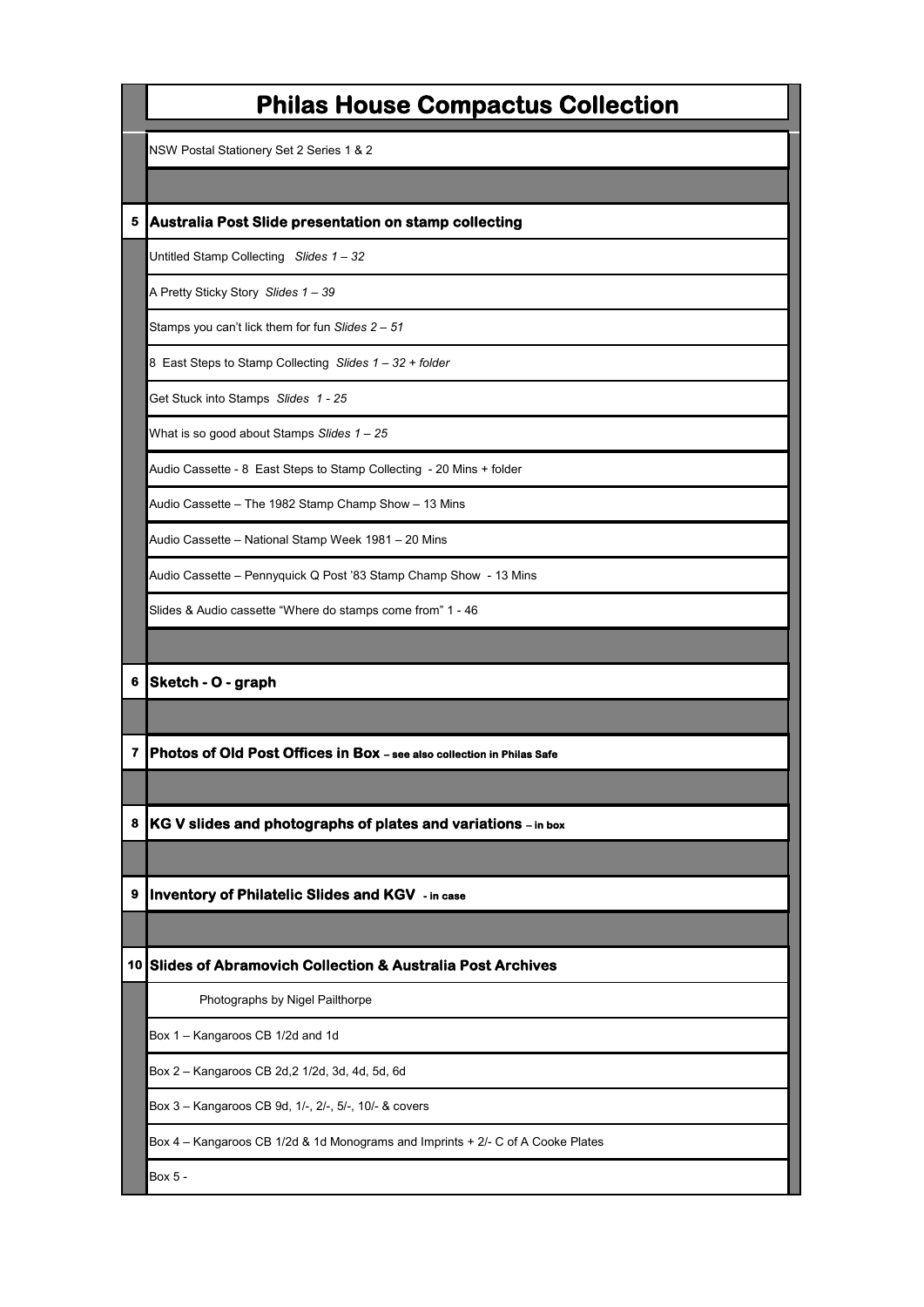# Philas House Compactus Collection

NSW Postal Stationery Set 2 Series 1 & 2

**5 Australia Post Slide presentation on stamp collecting**

Untitled Stamp Collecting *Slides 1 – 32*

A Pretty Sticky Story *Slides 1 – 39*

Stamps you can't lick them for fun *Slides 2 – 51*

8 East Steps to Stamp Collecting *Slides 1 – 32 + folder*

Get Stuck into Stamps *Slides 1 - 25*

What is so good about Stamps *Slides 1 – 25*

Audio Cassette - 8 East Steps to Stamp Collecting - 20 Mins + folder

Audio Cassette – The 1982 Stamp Champ Show – 13 Mins

Audio Cassette – National Stamp Week 1981 – 20 Mins

Audio Cassette – Pennyquick Q Post '83 Stamp Champ Show - 13 Mins

Slides & Audio cassette "Where do stamps come from" 1 - 46

**6 Sketch - O - graph**

**7 Photos of Old Post Offices in Box** **– see also collection in Philas Safe**

**8 KG V slides and photographs of plates and variations** **– in box**

**9 Inventory of Philatelic Slides and KGV** **- in case**

**10 Slides of Abramovich Collection & Australia Post Archives**

Photographs by Nigel Pailthorpe

Box 1 – Kangaroos CB 1/2d and 1d

Box 2 – Kangaroos CB 2d,2 1/2d, 3d, 4d, 5d, 6d

Box 3 – Kangaroos CB 9d, 1/-, 2/-, 5/-, 10/- & covers

Box 4 – Kangaroos CB 1/2d & 1d Monograms and Imprints + 2/- C of A Cooke Plates

Box 5 -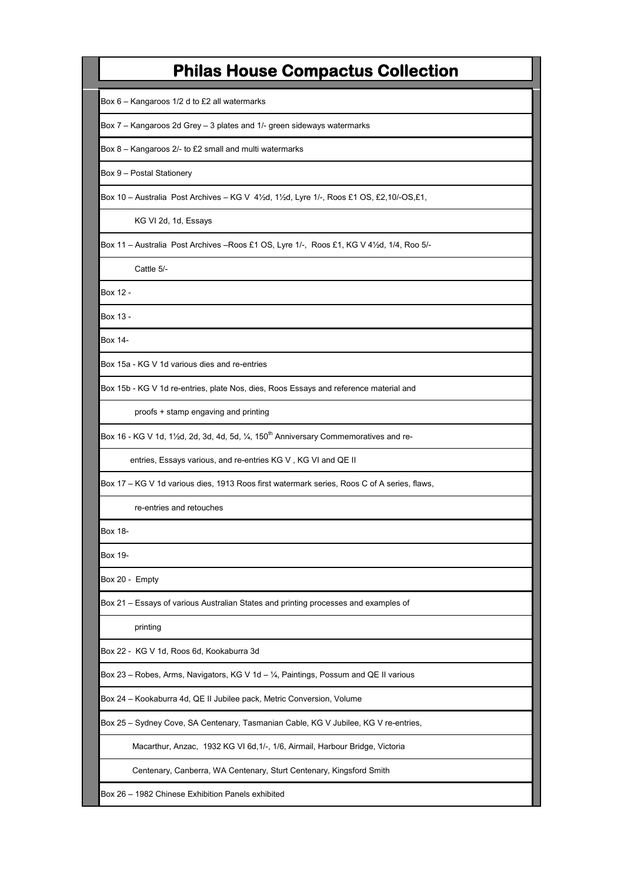# Philas House Compactus Collection

| Philas House Compactus Collection |
|---|
| Box 6 – Kangaroos 1/2 d to £2 all watermarks |
| Box 7 – Kangaroos 2d Grey – 3 plates and 1/- green sideways watermarks |
| Box 8 – Kangaroos 2/- to £2 small and multi watermarks |
| Box 9 – Postal Stationery |
| Box 10 – Australia Post Archives – KG V 4½d, 1½d, Lyre 1/-, Roos £1 OS, £2,10/-OS,£1, |
| KG VI 2d, 1d, Essays |
| Box 11 – Australia Post Archives –Roos £1 OS, Lyre 1/-, Roos £1, KG V 4½d, 1/4, Roo 5/- |
| Cattle 5/- |
| Box 12 - |
| Box 13 - |
| Box 14- |
| Box 15a - KG V 1d various dies and re-entries |
| Box 15b - KG V 1d re-entries, plate Nos, dies, Roos Essays and reference material and |
| proofs + stamp engaving and printing |
| Box 16 - KG V 1d, 1½d, 2d, 3d, 4d, 5d, ¼, 150th Anniversary Commemoratives and re- |
| entries, Essays various, and re-entries KG V , KG VI and QE II |
| Box 17 – KG V 1d various dies, 1913 Roos first watermark series, Roos C of A series, flaws, |
| re-entries and retouches |
| Box 18- |
| Box 19- |
| Box 20 - Empty |
| Box 21 – Essays of various Australian States and printing processes and examples of |
| printing |
| Box 22 - KG V 1d, Roos 6d, Kookaburra 3d |
| Box 23 – Robes, Arms, Navigators, KG V 1d – ¼, Paintings, Possum and QE II various |
| Box 24 – Kookaburra 4d, QE II Jubilee pack, Metric Conversion, Volume |
| Box 25 – Sydney Cove, SA Centenary, Tasmanian Cable, KG V Jubilee, KG V re-entries, |
| Macarthur, Anzac, 1932 KG VI 6d,1/-, 1/6, Airmail, Harbour Bridge, Victoria |
| Centenary, Canberra, WA Centenary, Sturt Centenary, Kingsford Smith |
| Box 26 – 1982 Chinese Exhibition Panels exhibited |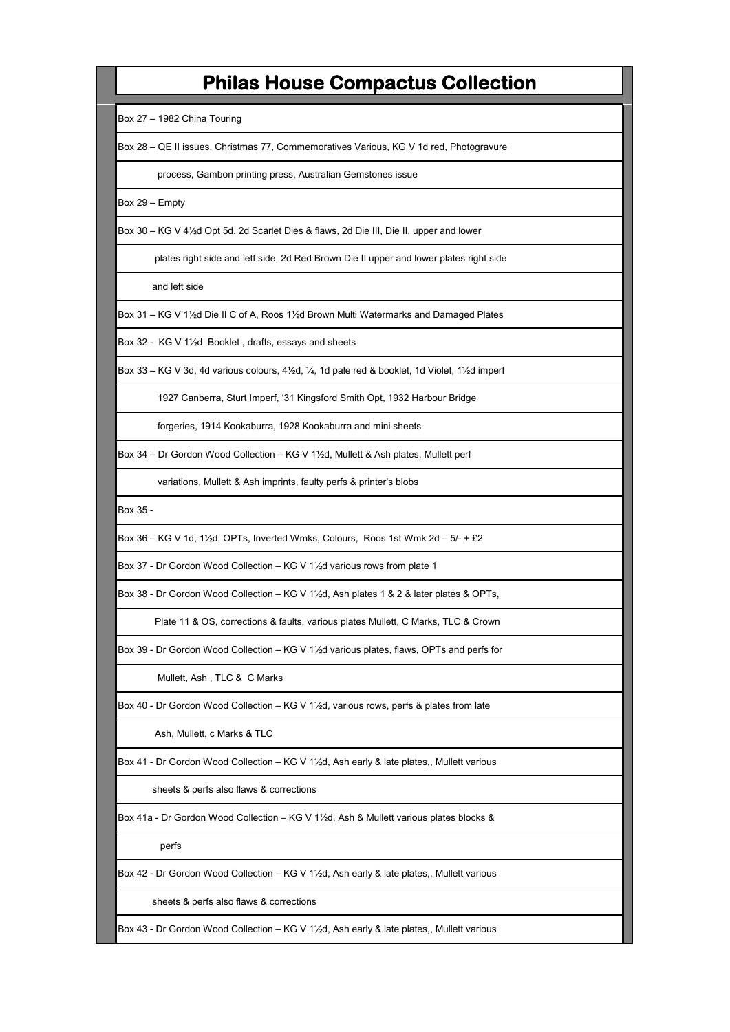# Philas House Compactus Collection

Box 27 – 1982 China Touring

Box 28 – QE II issues, Christmas 77, Commemoratives Various, KG V 1d red, Photogravure process, Gambon printing press, Australian Gemstones issue

Box 29 – Empty

Box 30 – KG V 4½d Opt 5d. 2d Scarlet Dies & flaws, 2d Die III, Die II, upper and lower plates right side and left side, 2d Red Brown Die II upper and lower plates right side and left side

Box 31 – KG V 1½d Die II C of A, Roos 1½d Brown Multi Watermarks and Damaged Plates

Box 32 - KG V 1½d Booklet , drafts, essays and sheets

Box 33 – KG V 3d, 4d various colours, 4½d, ¼, 1d pale red & booklet, 1d Violet, 1½d imperf 1927 Canberra, Sturt Imperf, '31 Kingsford Smith Opt, 1932 Harbour Bridge forgeries, 1914 Kookaburra, 1928 Kookaburra and mini sheets

Box 34 – Dr Gordon Wood Collection – KG V 1½d, Mullett & Ash plates, Mullett perf variations, Mullett & Ash imprints, faulty perfs & printer's blobs

Box 35 -

Box 36 – KG V 1d, 1½d, OPTs, Inverted Wmks, Colours, Roos 1st Wmk 2d – 5/- + £2

Box 37 - Dr Gordon Wood Collection – KG V 1½d various rows from plate 1

Box 38 - Dr Gordon Wood Collection – KG V 1½d, Ash plates 1 & 2 & later plates & OPTs, Plate 11 & OS, corrections & faults, various plates Mullett, C Marks, TLC & Crown

Box 39 - Dr Gordon Wood Collection – KG V 1½d various plates, flaws, OPTs and perfs for Mullett, Ash , TLC & C Marks

Box 40 - Dr Gordon Wood Collection – KG V 1½d, various rows, perfs & plates from late Ash, Mullett, c Marks & TLC

Box 41 - Dr Gordon Wood Collection – KG V 1½d, Ash early & late plates,, Mullett various sheets & perfs also flaws & corrections

Box 41a - Dr Gordon Wood Collection – KG V 1½d, Ash & Mullett various plates blocks & perfs

Box 42 - Dr Gordon Wood Collection – KG V 1½d, Ash early & late plates,, Mullett various sheets & perfs also flaws & corrections

Box 43 - Dr Gordon Wood Collection – KG V 1½d, Ash early & late plates,, Mullett various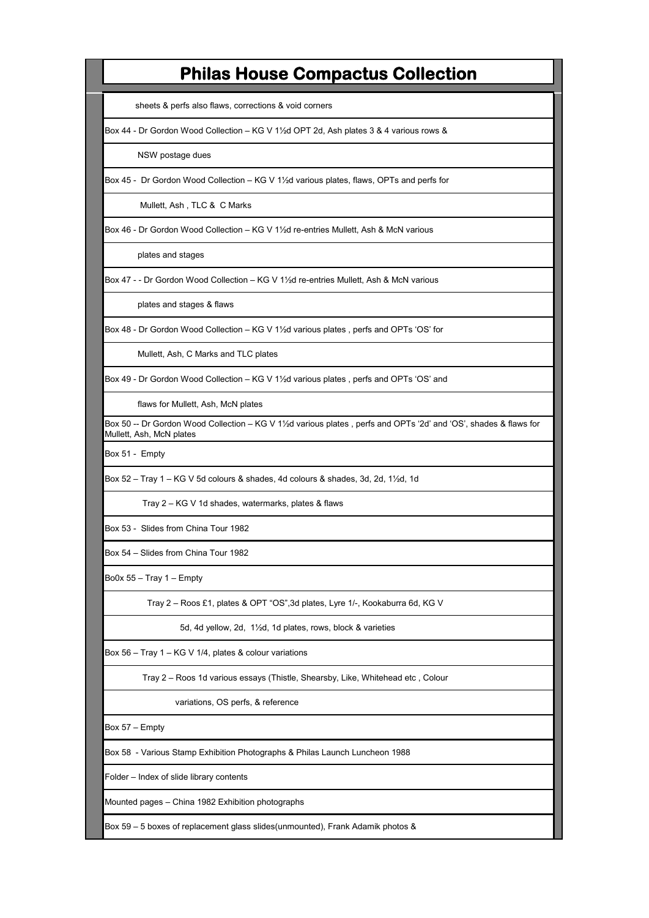# Philas House Compactus Collection

sheets & perfs also flaws, corrections & void corners

Box 44 - Dr Gordon Wood Collection – KG V 1½d OPT 2d, Ash plates 3 & 4 various rows &

NSW postage dues

Box 45 - Dr Gordon Wood Collection – KG V 1½d various plates, flaws, OPTs and perfs for

Mullett, Ash , TLC & C Marks

Box 46 - Dr Gordon Wood Collection – KG V 1½d re-entries Mullett, Ash & McN various

plates and stages

Box 47 - - Dr Gordon Wood Collection – KG V 1½d re-entries Mullett, Ash & McN various

plates and stages & flaws

Box 48 - Dr Gordon Wood Collection – KG V 1½d various plates , perfs and OPTs ‘OS’ for

Mullett, Ash, C Marks and TLC plates

Box 49 - Dr Gordon Wood Collection – KG V 1½d various plates , perfs and OPTs ‘OS’ and

flaws for Mullett, Ash, McN plates

Box 50 -- Dr Gordon Wood Collection – KG V 1½d various plates , perfs and OPTs ‘2d’ and ‘OS’, shades & flaws for Mullett, Ash, McN plates

Box 51 - Empty

Box 52 – Tray 1 – KG V 5d colours & shades, 4d colours & shades, 3d, 2d, 1½d, 1d

Tray 2 – KG V 1d shades, watermarks, plates & flaws

Box 53 - Slides from China Tour 1982

Box 54 – Slides from China Tour 1982

Bo0x 55 – Tray 1 – Empty

Tray 2 – Roos £1, plates & OPT “OS”,3d plates, Lyre 1/-, Kookaburra 6d, KG V

5d, 4d yellow, 2d, 1½d, 1d plates, rows, block & varieties

Box 56 – Tray 1 – KG V 1/4, plates & colour variations

Tray 2 – Roos 1d various essays (Thistle, Shearsby, Like, Whitehead etc , Colour

variations, OS perfs, & reference

Box 57 – Empty

Box 58 - Various Stamp Exhibition Photographs & Philas Launch Luncheon 1988

Folder – Index of slide library contents

Mounted pages – China 1982 Exhibition photographs

Box 59 – 5 boxes of replacement glass slides(unmounted), Frank Adamik photos &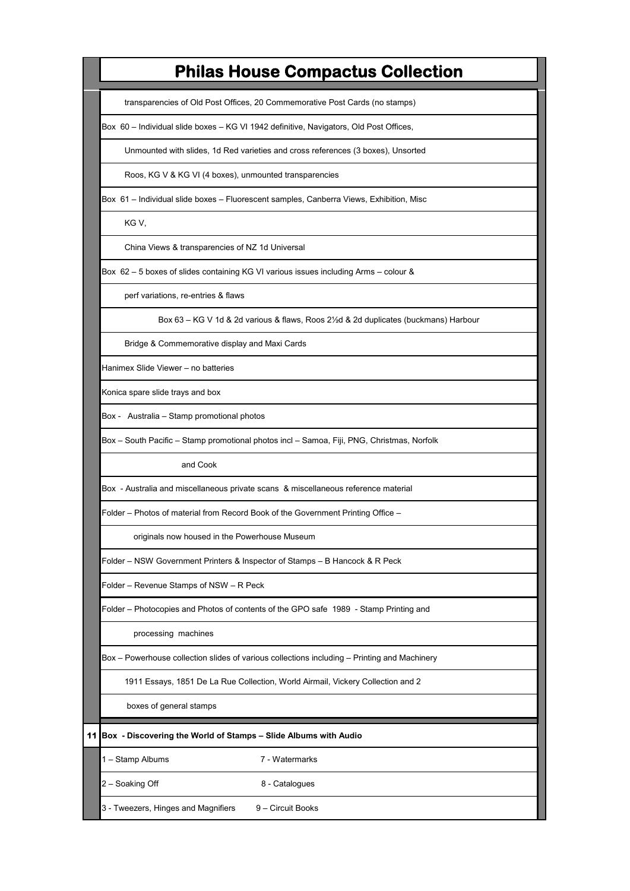# Philas House Compactus Collection

transparencies of Old Post Offices, 20 Commemorative Post Cards (no stamps)

Box 60 – Individual slide boxes – KG VI 1942 definitive, Navigators, Old Post Offices,

Unmounted with slides, 1d Red varieties and cross references (3 boxes), Unsorted

Roos, KG V & KG VI (4 boxes), unmounted transparencies

Box 61 – Individual slide boxes – Fluorescent samples, Canberra Views, Exhibition, Misc

KG V,

China Views & transparencies of NZ 1d Universal

Box 62 – 5 boxes of slides containing KG VI various issues including Arms – colour &

perf variations, re-entries & flaws

Box 63 – KG V 1d & 2d various & flaws, Roos 2½d & 2d duplicates (buckmans) Harbour

Bridge & Commemorative display and Maxi Cards

Hanimex Slide Viewer – no batteries

Konica spare slide trays and box

Box - Australia – Stamp promotional photos

Box – South Pacific – Stamp promotional photos incl – Samoa, Fiji, PNG, Christmas, Norfolk

and Cook

Box - Australia and miscellaneous private scans & miscellaneous reference material

Folder – Photos of material from Record Book of the Government Printing Office –

originals now housed in the Powerhouse Museum

Folder – NSW Government Printers & Inspector of Stamps – B Hancock & R Peck

Folder – Revenue Stamps of NSW – R Peck

Folder – Photocopies and Photos of contents of the GPO safe 1989 - Stamp Printing and

processing machines

Box – Powerhouse collection slides of various collections including – Printing and Machinery

1911 Essays, 1851 De La Rue Collection, World Airmail, Vickery Collection and 2

boxes of general stamps

**11 Box - Discovering the World of Stamps – Slide Albums with Audio**

| | |
|---|---|
| 1 – Stamp Albums | 7 - Watermarks |
| 2 – Soaking Off | 8 - Catalogues |
| 3 - Tweezers, Hinges and Magnifiers | 9 – Circuit Books |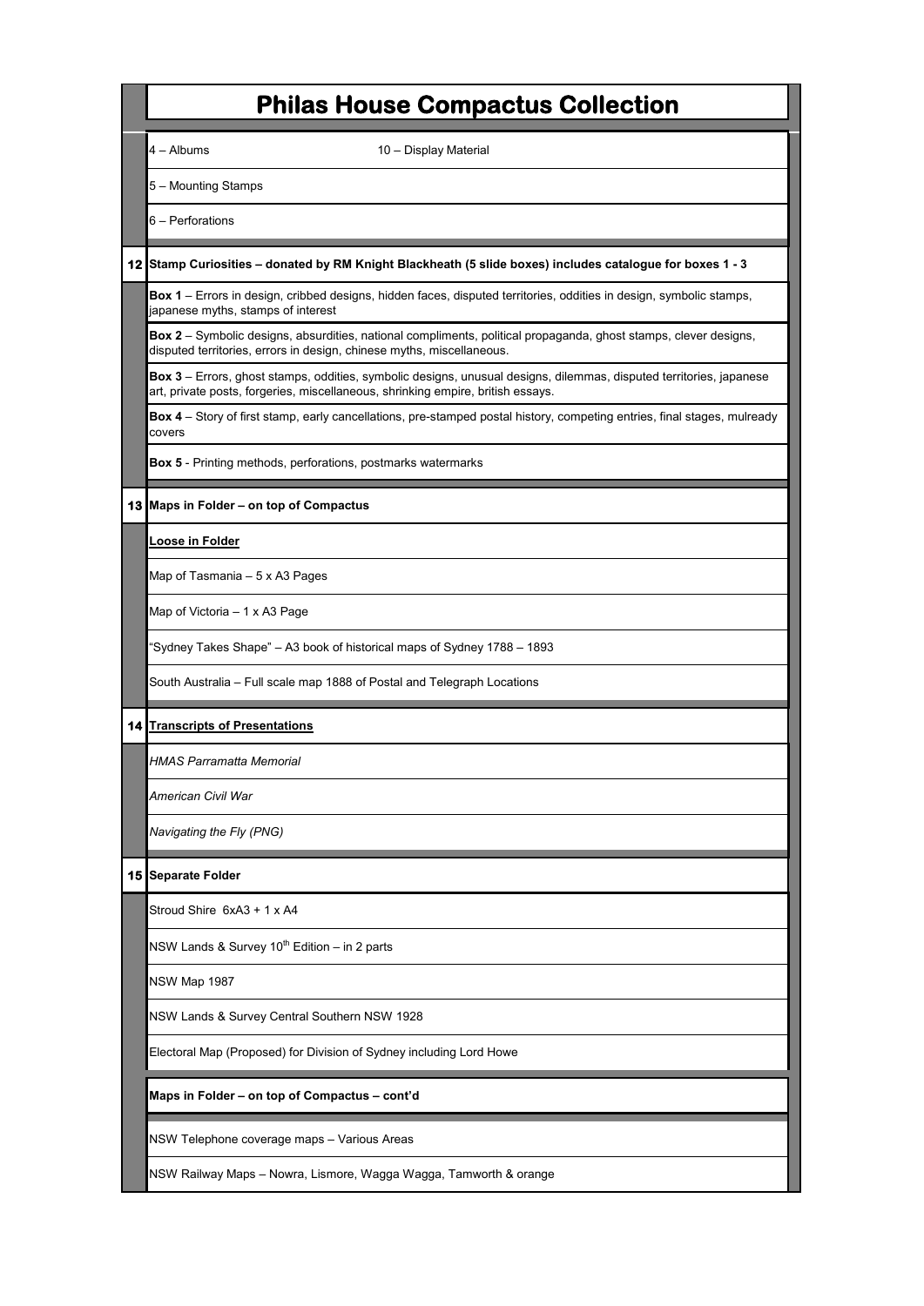# Philas House Compactus Collection

| | |
|---|---|
| | 4 – Albums &nbsp;&nbsp;&nbsp;&nbsp;&nbsp;&nbsp; 10 – Display Material |
| | 5 – Mounting Stamps |
| | 6 – Perforations |
| **12** | **Stamp Curiosities – donated by RM Knight Blackheath (5 slide boxes) includes catalogue for boxes 1 - 3** |
| | **Box 1** – Errors in design, cribbed designs, hidden faces, disputed territories, oddities in design, symbolic stamps, japanese myths, stamps of interest |
| | **Box 2** – Symbolic designs, absurdities, national compliments, political propaganda, ghost stamps, clever designs, disputed territories, errors in design, chinese myths, miscellaneous. |
| | **Box 3** – Errors, ghost stamps, oddities, symbolic designs, unusual designs, dilemmas, disputed territories, japanese art, private posts, forgeries, miscellaneous, shrinking empire, british essays. |
| | **Box 4** – Story of first stamp, early cancellations, pre-stamped postal history, competing entries, final stages, mulready covers |
| | **Box 5** - Printing methods, perforations, postmarks watermarks |
| **13** | **Maps in Folder – on top of Compactus** |
| | **Loose in Folder** |
| | Map of Tasmania – 5 x A3 Pages |
| | Map of Victoria – 1 x A3 Page |
| | "Sydney Takes Shape" – A3 book of historical maps of Sydney 1788 – 1893 |
| | South Australia – Full scale map 1888 of Postal and Telegraph Locations |
| **14** | **Transcripts of Presentations** |
| | *HMAS Parramatta Memorial* |
| | *American Civil War* |
| | *Navigating the Fly (PNG)* |
| **15** | **Separate Folder** |
| | Stroud Shire 6xA3 + 1 x A4 |
| | NSW Lands & Survey 10th Edition – in 2 parts |
| | NSW Map 1987 |
| | NSW Lands & Survey Central Southern NSW 1928 |
| | Electoral Map (Proposed) for Division of Sydney including Lord Howe |
| | **Maps in Folder – on top of Compactus – cont'd** |
| | NSW Telephone coverage maps – Various Areas |
| | NSW Railway Maps – Nowra, Lismore, Wagga Wagga, Tamworth & orange |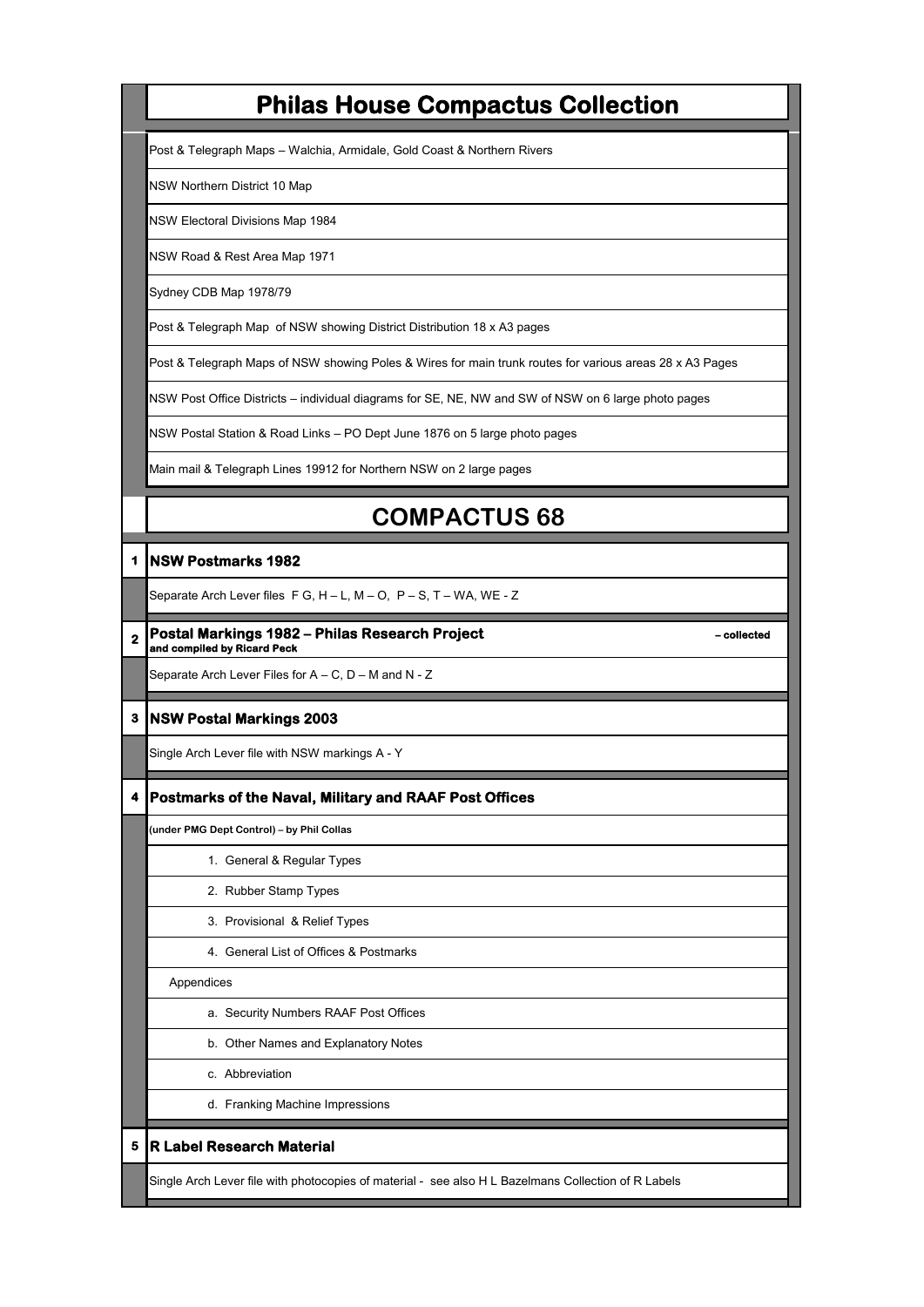# Philas House Compactus Collection

Post & Telegraph Maps – Walchia, Armidale, Gold Coast & Northern Rivers

NSW Northern District 10 Map

NSW Electoral Divisions Map 1984

NSW Road & Rest Area Map 1971

Sydney CDB Map 1978/79

Post & Telegraph Map of NSW showing District Distribution 18 x A3 pages

Post & Telegraph Maps of NSW showing Poles & Wires for main trunk routes for various areas 28 x A3 Pages

NSW Post Office Districts – individual diagrams for SE, NE, NW and SW of NSW on 6 large photo pages

NSW Postal Station & Road Links – PO Dept June 1876 on 5 large photo pages

Main mail & Telegraph Lines 19912 for Northern NSW on 2 large pages

# COMPACTUS 68

**1 NSW Postmarks 1982**

Separate Arch Lever files F G, H – L, M – O, P – S, T – WA, WE - Z

**2 Postal Markings 1982 – Philas Research Project – collected and compiled by Ricard Peck**

Separate Arch Lever Files for A – C, D – M and N - Z

**3 NSW Postal Markings 2003**

Single Arch Lever file with NSW markings A - Y

**4 Postmarks of the Naval, Military and RAAF Post Offices**

**(under PMG Dept Control) – by Phil Collas**

1. General & Regular Types
2. Rubber Stamp Types
3. Provisional & Relief Types
4. General List of Offices & Postmarks

Appendices

- a. Security Numbers RAAF Post Offices
- b. Other Names and Explanatory Notes
- c. Abbreviation
- d. Franking Machine Impressions

**5 R Label Research Material**

Single Arch Lever file with photocopies of material - see also H L Bazelmans Collection of R Labels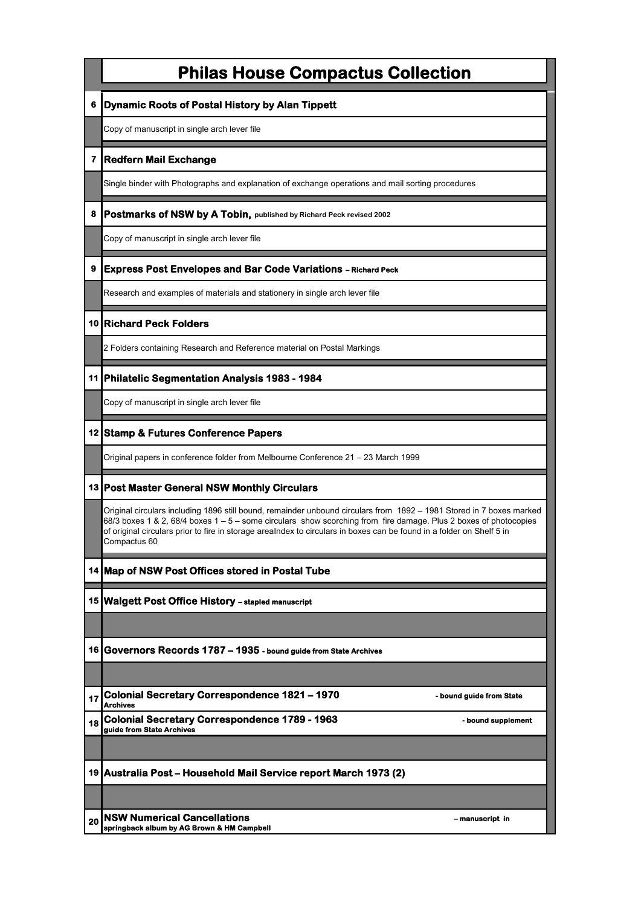# Philas House Compactus Collection

| | |
|---|---|
| 6 | **Dynamic Roots of Postal History by Alan Tippett** |
| | Copy of manuscript in single arch lever file |
| 7 | **Redfern Mail Exchange** |
| | Single binder with Photographs and explanation of exchange operations and mail sorting procedures |
| 8 | **Postmarks of NSW by A Tobin, published by Richard Peck revised 2002** |
| | Copy of manuscript in single arch lever file |
| 9 | **Express Post Envelopes and Bar Code Variations – Richard Peck** |
| | Research and examples of materials and stationery in single arch lever file |
| 10 | **Richard Peck Folders** |
| | 2 Folders containing Research and Reference material on Postal Markings |
| 11 | **Philatelic Segmentation Analysis 1983 - 1984** |
| | Copy of manuscript in single arch lever file |
| 12 | **Stamp & Futures Conference Papers** |
| | Original papers in conference folder from Melbourne Conference 21 – 23 March 1999 |
| 13 | **Post Master General NSW Monthly Circulars** |
| | Original circulars including 1896 still bound, remainder unbound circulars from 1892 – 1981 Stored in 7 boxes marked 68/3 boxes 1 & 2, 68/4 boxes 1 – 5 – some circulars show scorching from fire damage. Plus 2 boxes of photocopies of original circulars prior to fire in storage areaIndex to circulars in boxes can be found in a folder on Shelf 5 in Compactus 60 |
| 14 | **Map of NSW Post Offices stored in Postal Tube** |
| 15 | **Walgett Post Office History – stapled manuscript** |
| | |
| 16 | **Governors Records 1787 – 1935 - bound guide from State Archives** |
| | |
| 17 | **Colonial Secretary Correspondence 1821 – 1970 - bound guide from State Archives** |
| 18 | **Colonial Secretary Correspondence 1789 - 1963 - bound supplement guide from State Archives** |
| | |
| 19 | **Australia Post – Household Mail Service report March 1973 (2)** |
| | |
| 20 | **NSW Numerical Cancellations – manuscript in springback album by AG Brown & HM Campbell** |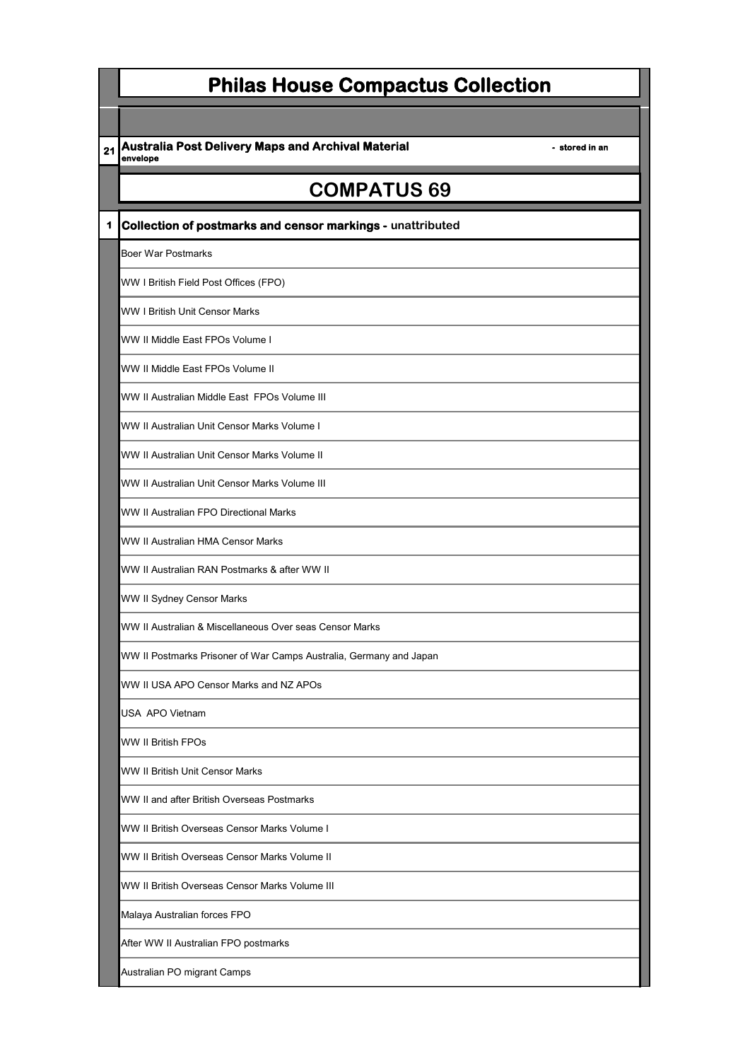# Philas House Compactus Collection

**21** **Australia Post Delivery Maps and Archival Material** - **stored in an envelope**

## COMPATUS 69

**1** **Collection of postmarks and censor markings - unattributed**

- Boer War Postmarks
- WW I British Field Post Offices (FPO)
- WW I British Unit Censor Marks
- WW II Middle East FPOs Volume I
- WW II Middle East FPOs Volume II
- WW II Australian Middle East FPOs Volume III
- WW II Australian Unit Censor Marks Volume I
- WW II Australian Unit Censor Marks Volume II
- WW II Australian Unit Censor Marks Volume III
- WW II Australian FPO Directional Marks
- WW II Australian HMA Censor Marks
- WW II Australian RAN Postmarks & after WW II
- WW II Sydney Censor Marks
- WW II Australian & Miscellaneous Over seas Censor Marks
- WW II Postmarks Prisoner of War Camps Australia, Germany and Japan
- WW II USA APO Censor Marks and NZ APOs
- USA APO Vietnam
- WW II British FPOs
- WW II British Unit Censor Marks
- WW II and after British Overseas Postmarks
- WW II British Overseas Censor Marks Volume I
- WW II British Overseas Censor Marks Volume II
- WW II British Overseas Censor Marks Volume III
- Malaya Australian forces FPO
- After WW II Australian FPO postmarks
- Australian PO migrant Camps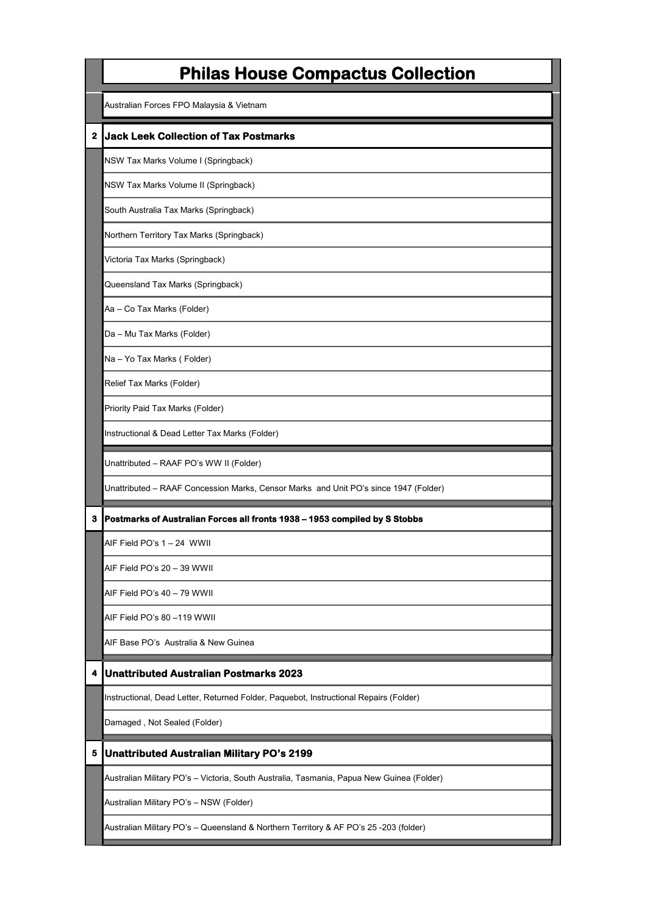# Philas House Compactus Collection

Australian Forces FPO Malaysia & Vietnam

## 2 Jack Leek Collection of Tax Postmarks

- NSW Tax Marks Volume I (Springback)
- NSW Tax Marks Volume II (Springback)
- South Australia Tax Marks (Springback)
- Northern Territory Tax Marks (Springback)
- Victoria Tax Marks (Springback)
- Queensland Tax Marks (Springback)
- Aa – Co Tax Marks (Folder)
- Da – Mu Tax Marks (Folder)
- Na – Yo Tax Marks ( Folder)
- Relief Tax Marks (Folder)
- Priority Paid Tax Marks (Folder)
- Instructional & Dead Letter Tax Marks (Folder)
- Unattributed – RAAF PO's WW II (Folder)
- Unattributed – RAAF Concession Marks, Censor Marks and Unit PO's since 1947 (Folder)

## 3 Postmarks of Australian Forces all fronts 1938 – 1953 compiled by S Stobbs

- AIF Field PO's 1 – 24 WWII
- AIF Field PO's 20 – 39 WWII
- AIF Field PO's 40 – 79 WWII
- AIF Field PO's 80 –119 WWII
- AIF Base PO's Australia & New Guinea

## 4 Unattributed Australian Postmarks 2023

- Instructional, Dead Letter, Returned Folder, Paquebot, Instructional Repairs (Folder)
- Damaged , Not Sealed (Folder)

## 5 Unattributed Australian Military PO's 2199

- Australian Military PO's – Victoria, South Australia, Tasmania, Papua New Guinea (Folder)
- Australian Military PO's – NSW (Folder)
- Australian Military PO's – Queensland & Northern Territory & AF PO's 25 -203 (folder)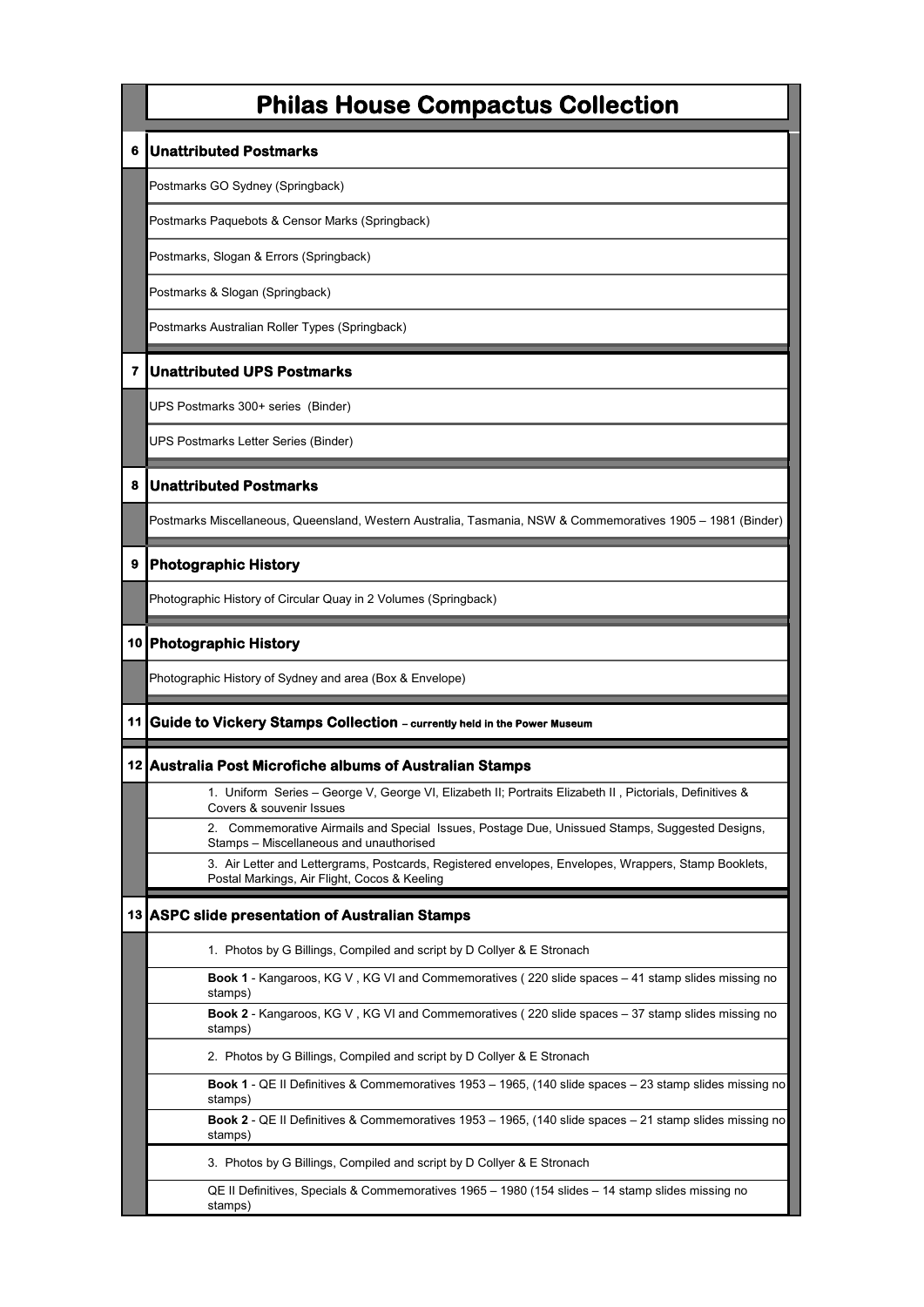# Philas House Compactus Collection

| | |
|---|---|
| **6** | **Unattributed Postmarks** |
| | Postmarks GO Sydney (Springback) |
| | Postmarks Paquebots & Censor Marks (Springback) |
| | Postmarks, Slogan & Errors (Springback) |
| | Postmarks & Slogan (Springback) |
| | Postmarks Australian Roller Types (Springback) |
| **7** | **Unattributed UPS Postmarks** |
| | UPS Postmarks 300+ series (Binder) |
| | UPS Postmarks Letter Series (Binder) |
| **8** | **Unattributed Postmarks** |
| | Postmarks Miscellaneous, Queensland, Western Australia, Tasmania, NSW & Commemoratives 1905 – 1981 (Binder) |
| **9** | **Photographic History** |
| | Photographic History of Circular Quay in 2 Volumes (Springback) |
| **10** | **Photographic History** |
| | Photographic History of Sydney and area (Box & Envelope) |
| **11** | **Guide to Vickery Stamps Collection – currently held in the Power Museum** |
| **12** | **Australia Post Microfiche albums of Australian Stamps** |
| | 1. Uniform Series – George V, George VI, Elizabeth II; Portraits Elizabeth II , Pictorials, Definitives & Covers & souvenir Issues |
| | 2. Commemorative Airmails and Special Issues, Postage Due, Unissued Stamps, Suggested Designs, Stamps – Miscellaneous and unauthorised |
| | 3. Air Letter and Lettergrams, Postcards, Registered envelopes, Envelopes, Wrappers, Stamp Booklets, Postal Markings, Air Flight, Cocos & Keeling |
| **13** | **ASPC slide presentation of Australian Stamps** |
| | 1. Photos by G Billings, Compiled and script by D Collyer & E Stronach |
| | **Book 1** - Kangaroos, KG V , KG VI and Commemoratives ( 220 slide spaces – 41 stamp slides missing no stamps) |
| | **Book 2** - Kangaroos, KG V , KG VI and Commemoratives ( 220 slide spaces – 37 stamp slides missing no stamps) |
| | 2. Photos by G Billings, Compiled and script by D Collyer & E Stronach |
| | **Book 1** - QE II Definitives & Commemoratives 1953 – 1965, (140 slide spaces – 23 stamp slides missing no stamps) |
| | **Book 2** - QE II Definitives & Commemoratives 1953 – 1965, (140 slide spaces – 21 stamp slides missing no stamps) |
| | 3. Photos by G Billings, Compiled and script by D Collyer & E Stronach |
| | QE II Definitives, Specials & Commemoratives 1965 – 1980 (154 slides – 14 stamp slides missing no stamps) |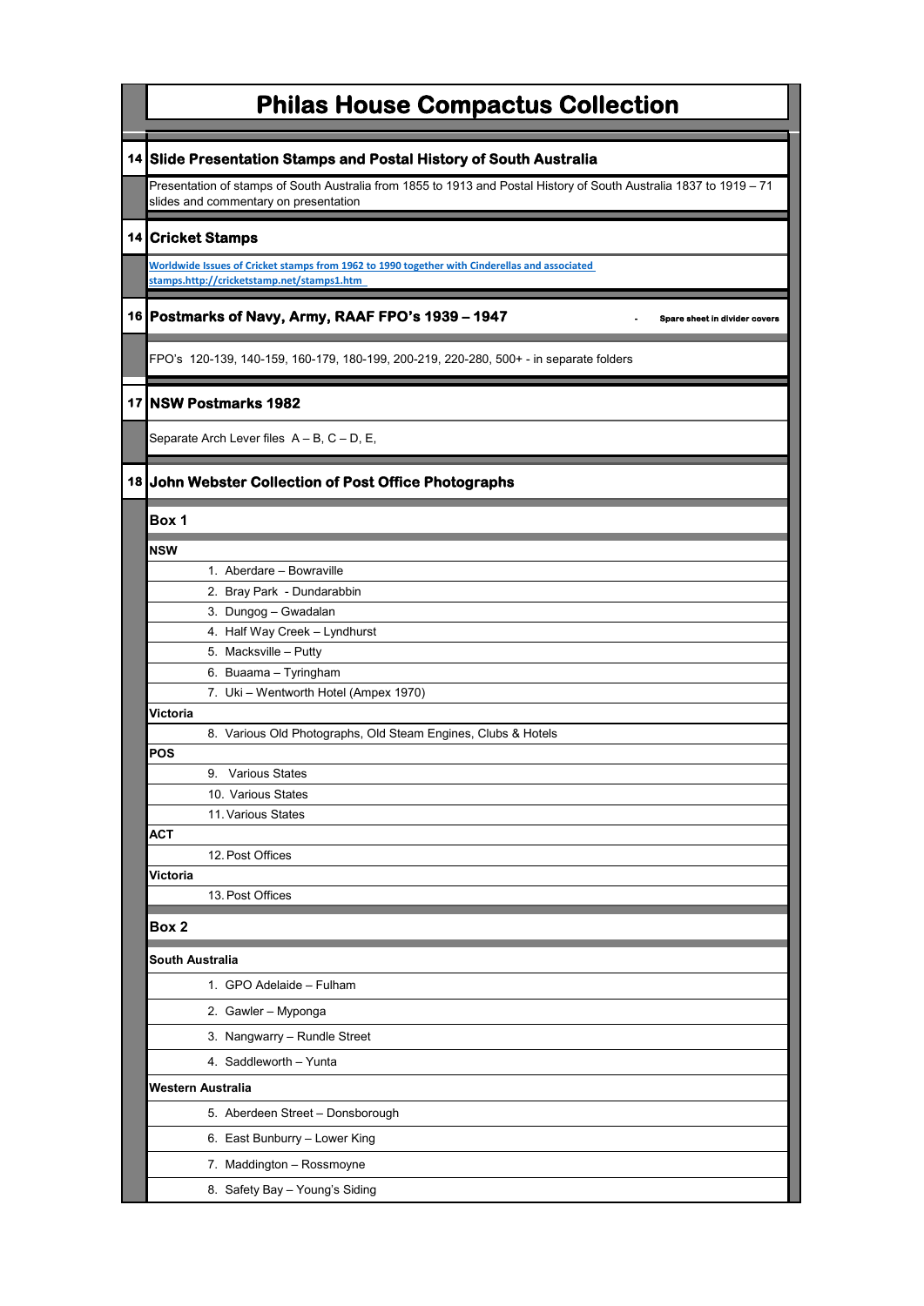# Philas House Compactus Collection

## 14 Slide Presentation Stamps and Postal History of South Australia

Presentation of stamps of South Australia from 1855 to 1913 and Postal History of South Australia 1837 to 1919 – 71 slides and commentary on presentation

## 14 Cricket Stamps

Worldwide Issues of Cricket stamps from 1962 to 1990 together with Cinderellas and associated stamps.http://cricketstamp.net/stamps1.htm

## 16 Postmarks of Navy, Army, RAAF FPO's 1939 – 1947

- **Spare sheet in divider covers**

FPO's 120-139, 140-159, 160-179, 180-199, 200-219, 220-280, 500+ - in separate folders

## 17 NSW Postmarks 1982

Separate Arch Lever files A – B, C – D, E,

## 18 John Webster Collection of Post Office Photographs

### Box 1

**NSW**

1. Aberdare – Bowraville
2. Bray Park - Dundarabbin
3. Dungog – Gwadalan
4. Half Way Creek – Lyndhurst
5. Macksville – Putty
6. Buaama – Tyringham
7. Uki – Wentworth Hotel (Ampex 1970)

**Victoria**

8. Various Old Photographs, Old Steam Engines, Clubs & Hotels

**POS**

9. Various States
10. Various States
11. Various States

**ACT**

12. Post Offices

**Victoria**

13. Post Offices

### Box 2

**South Australia**

1. GPO Adelaide – Fulham
2. Gawler – Myponga
3. Nangwarry – Rundle Street
4. Saddleworth – Yunta

**Western Australia**

5. Aberdeen Street – Donsborough
6. East Bunburry – Lower King
7. Maddington – Rossmoyne
8. Safety Bay – Young's Siding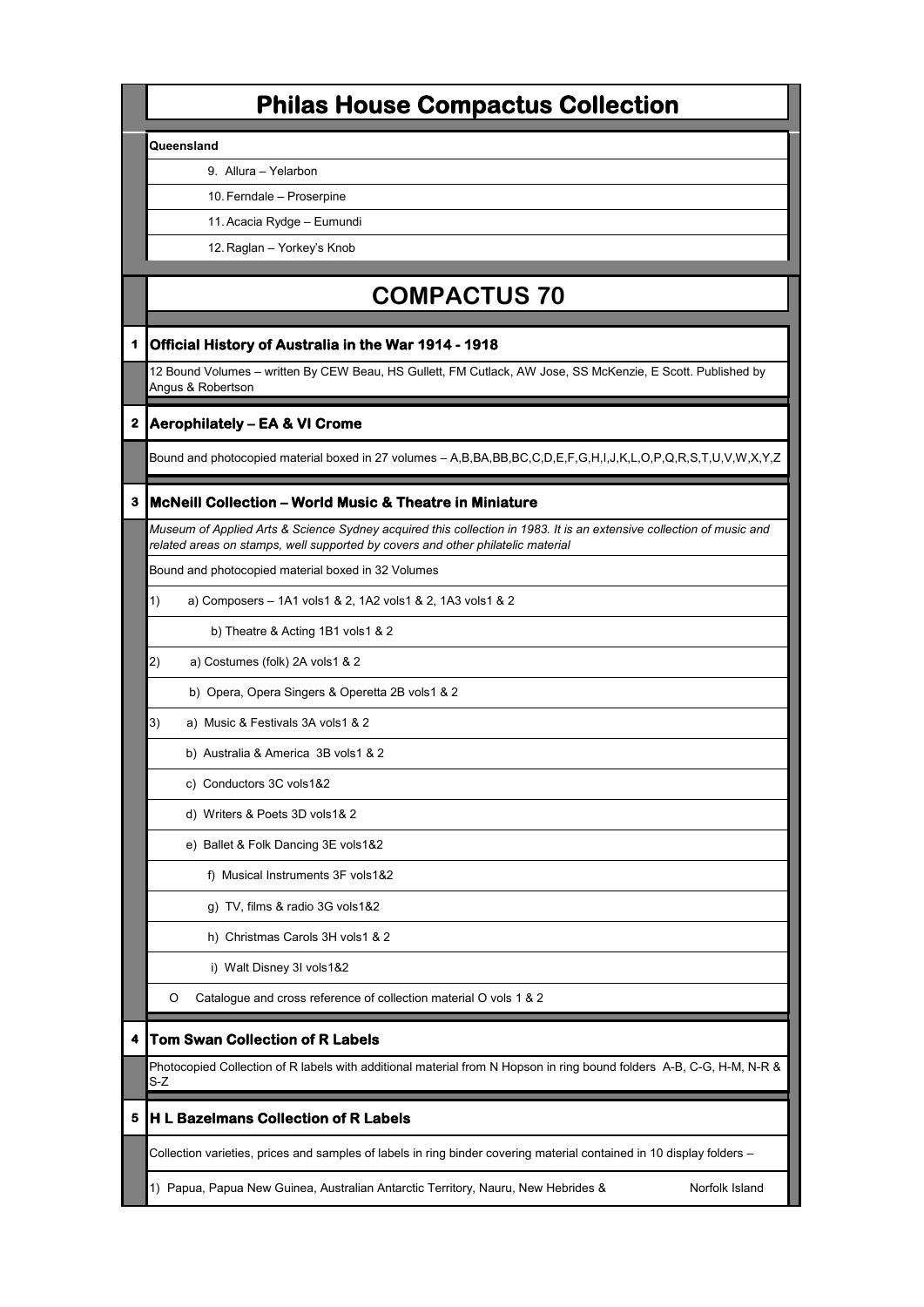# Philas House Compactus Collection

**Queensland**

9. Allura – Yelarbon
10. Ferndale – Proserpine
11. Acacia Rydge – Eumundi
12. Raglan – Yorkey's Knob

## COMPACTUS 70

### 1 Official History of Australia in the War 1914 - 1918

12 Bound Volumes – written By CEW Beau, HS Gullett, FM Cutlack, AW Jose, SS McKenzie, E Scott. Published by Angus & Robertson

### 2 Aerophilately – EA & VI Crome

Bound and photocopied material boxed in 27 volumes – A,B,BA,BB,BC,C,D,E,F,G,H,I,J,K,L,O,P,Q,R,S,T,U,V,W,X,Y,Z

### 3 McNeill Collection – World Music & Theatre in Miniature

*Museum of Applied Arts & Science Sydney acquired this collection in 1983. It is an extensive collection of music and related areas on stamps, well supported by covers and other philatelic material*

Bound and photocopied material boxed in 32 Volumes

1) a) Composers – 1A1 vols1 & 2, 1A2 vols1 & 2, 1A3 vols1 & 2
   b) Theatre & Acting 1B1 vols1 & 2

2) a) Costumes (folk) 2A vols1 & 2
   b) Opera, Opera Singers & Operetta 2B vols1 & 2

3) a) Music & Festivals 3A vols1 & 2
   b) Australia & America 3B vols1 & 2
   c) Conductors 3C vols1&2
   d) Writers & Poets 3D vols1& 2
   e) Ballet & Folk Dancing 3E vols1&2
   f) Musical Instruments 3F vols1&2
   g) TV, films & radio 3G vols1&2
   h) Christmas Carols 3H vols1 & 2
   i) Walt Disney 3I vols1&2

O Catalogue and cross reference of collection material O vols 1 & 2

### 4 Tom Swan Collection of R Labels

Photocopied Collection of R labels with additional material from N Hopson in ring bound folders A-B, C-G, H-M, N-R & S-Z

### 5 H L Bazelmans Collection of R Labels

Collection varieties, prices and samples of labels in ring binder covering material contained in 10 display folders –

1) Papua, Papua New Guinea, Australian Antarctic Territory, Nauru, New Hebrides & Norfolk Island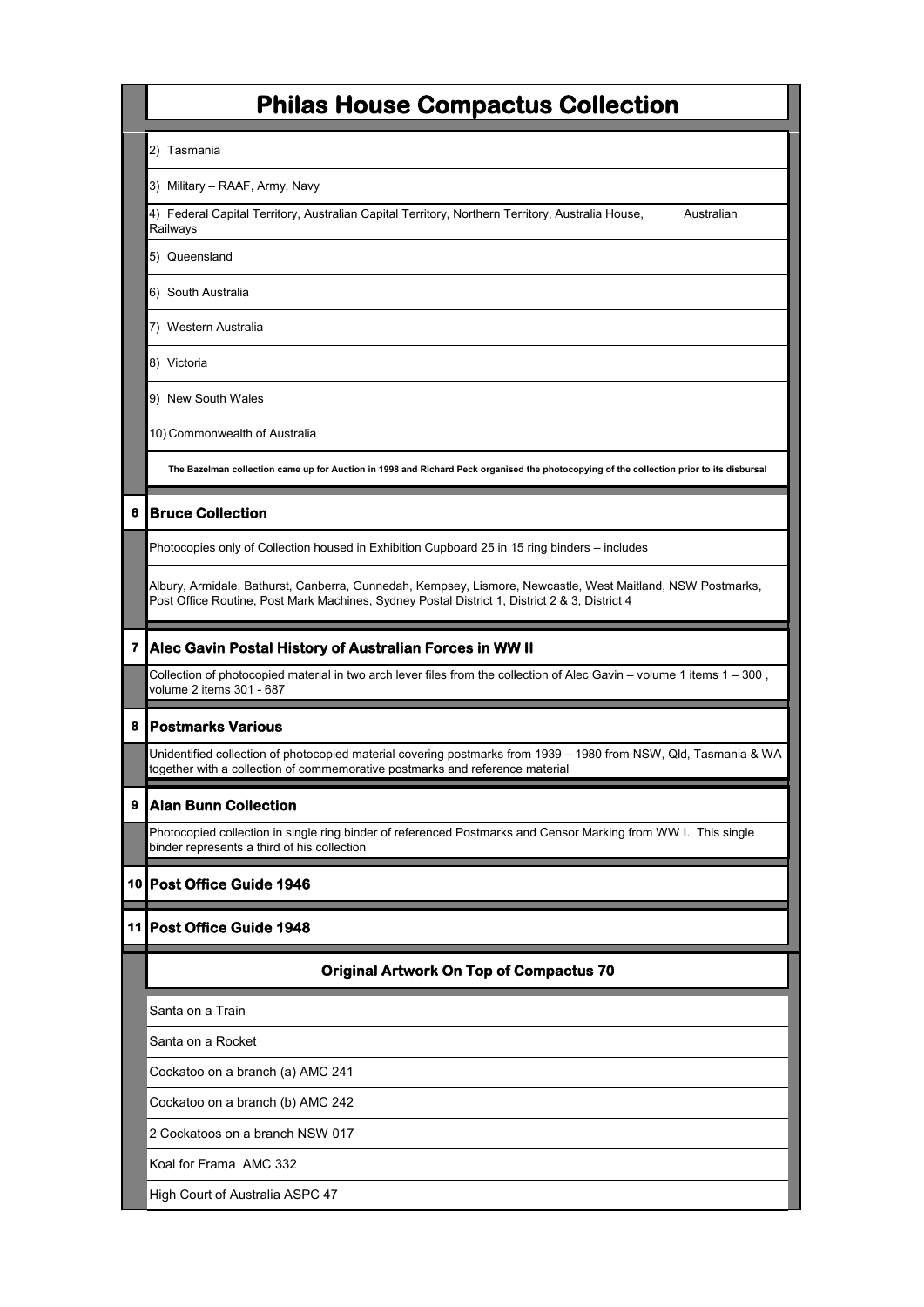# Philas House Compactus Collection

2) Tasmania

3) Military – RAAF, Army, Navy

4) Federal Capital Territory, Australian Capital Territory, Northern Territory, Australia House, Australian Railways

5) Queensland

6) South Australia

7) Western Australia

8) Victoria

9) New South Wales

10) Commonwealth of Australia

**The Bazelman collection came up for Auction in 1998 and Richard Peck organised the photocopying of the collection prior to its disbursal**

## 6 Bruce Collection

Photocopies only of Collection housed in Exhibition Cupboard 25 in 15 ring binders – includes

Albury, Armidale, Bathurst, Canberra, Gunnedah, Kempsey, Lismore, Newcastle, West Maitland, NSW Postmarks, Post Office Routine, Post Mark Machines, Sydney Postal District 1, District 2 & 3, District 4

## 7 Alec Gavin Postal History of Australian Forces in WW II

Collection of photocopied material in two arch lever files from the collection of Alec Gavin – volume 1 items 1 – 300 , volume 2 items 301 - 687

## 8 Postmarks Various

Unidentified collection of photocopied material covering postmarks from 1939 – 1980 from NSW, Qld, Tasmania & WA together with a collection of commemorative postmarks and reference material

## 9 Alan Bunn Collection

Photocopied collection in single ring binder of referenced Postmarks and Censor Marking from WW I. This single binder represents a third of his collection

## 10 Post Office Guide 1946

## 11 Post Office Guide 1948

## Original Artwork On Top of Compactus 70

Santa on a Train

Santa on a Rocket

Cockatoo on a branch (a) AMC 241

Cockatoo on a branch (b) AMC 242

2 Cockatoos on a branch NSW 017

Koal for Frama AMC 332

High Court of Australia ASPC 47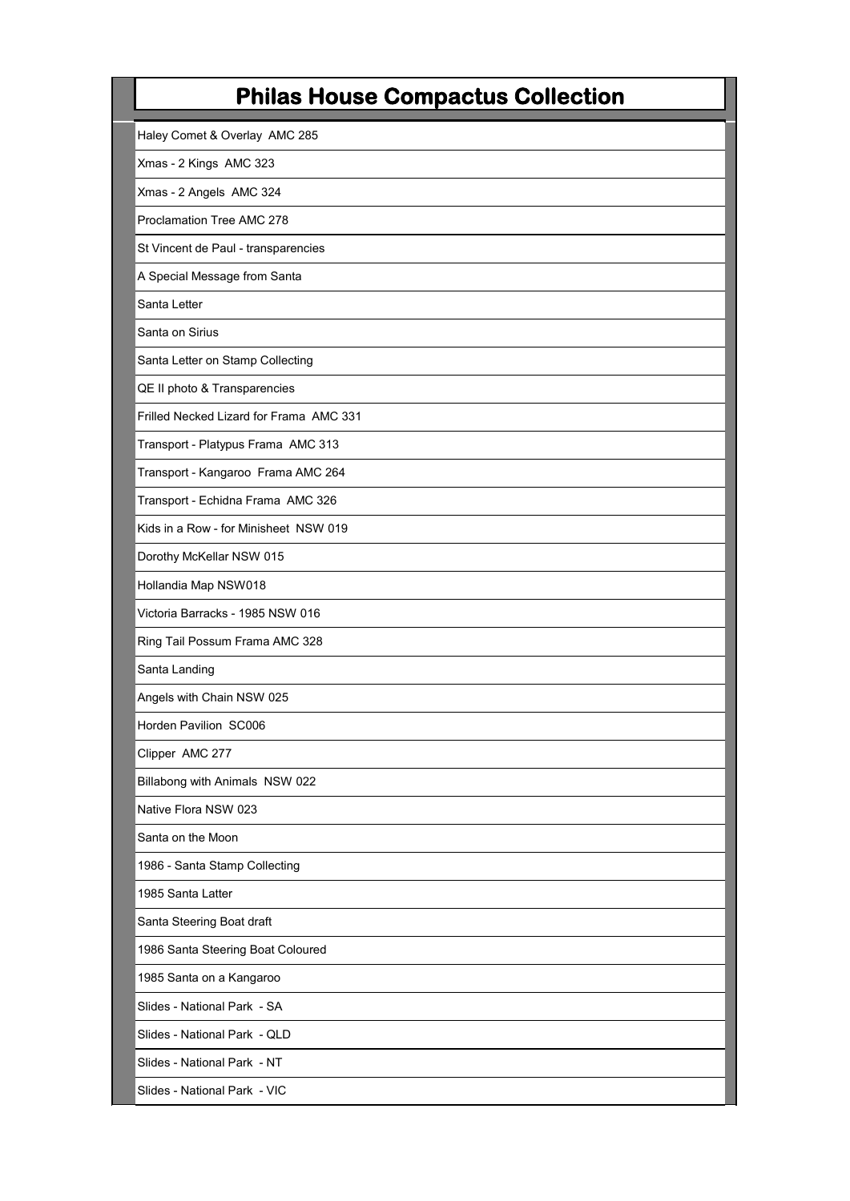# Philas House Compactus Collection

| |
|---|
| Haley Comet & Overlay AMC 285 |
| Xmas - 2 Kings AMC 323 |
| Xmas - 2 Angels AMC 324 |
| Proclamation Tree AMC 278 |
| St Vincent de Paul - transparencies |
| A Special Message from Santa |
| Santa Letter |
| Santa on Sirius |
| Santa Letter on Stamp Collecting |
| QE II photo & Transparencies |
| Frilled Necked Lizard for Frama AMC 331 |
| Transport - Platypus Frama AMC 313 |
| Transport - Kangaroo Frama AMC 264 |
| Transport - Echidna Frama AMC 326 |
| Kids in a Row - for Minisheet NSW 019 |
| Dorothy McKellar NSW 015 |
| Hollandia Map NSW018 |
| Victoria Barracks - 1985 NSW 016 |
| Ring Tail Possum Frama AMC 328 |
| Santa Landing |
| Angels with Chain NSW 025 |
| Horden Pavilion SC006 |
| Clipper AMC 277 |
| Billabong with Animals NSW 022 |
| Native Flora NSW 023 |
| Santa on the Moon |
| 1986 - Santa Stamp Collecting |
| 1985 Santa Latter |
| Santa Steering Boat draft |
| 1986 Santa Steering Boat Coloured |
| 1985 Santa on a Kangaroo |
| Slides - National Park - SA |
| Slides - National Park - QLD |
| Slides - National Park - NT |
| Slides - National Park - VIC |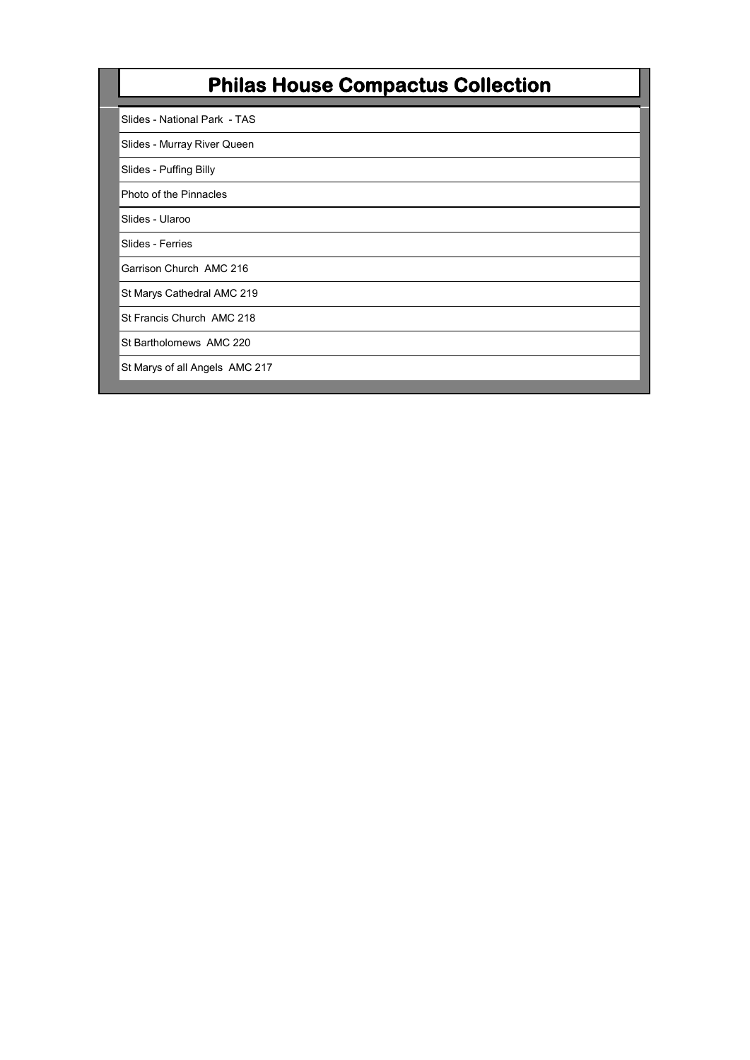# Philas House Compactus Collection

| |
|---|
| Slides - National Park - TAS |
| Slides - Murray River Queen |
| Slides - Puffing Billy |
| Photo of the Pinnacles |
| Slides - Ularoo |
| Slides - Ferries |
| Garrison Church AMC 216 |
| St Marys Cathedral AMC 219 |
| St Francis Church AMC 218 |
| St Bartholomews AMC 220 |
| St Marys of all Angels AMC 217 |